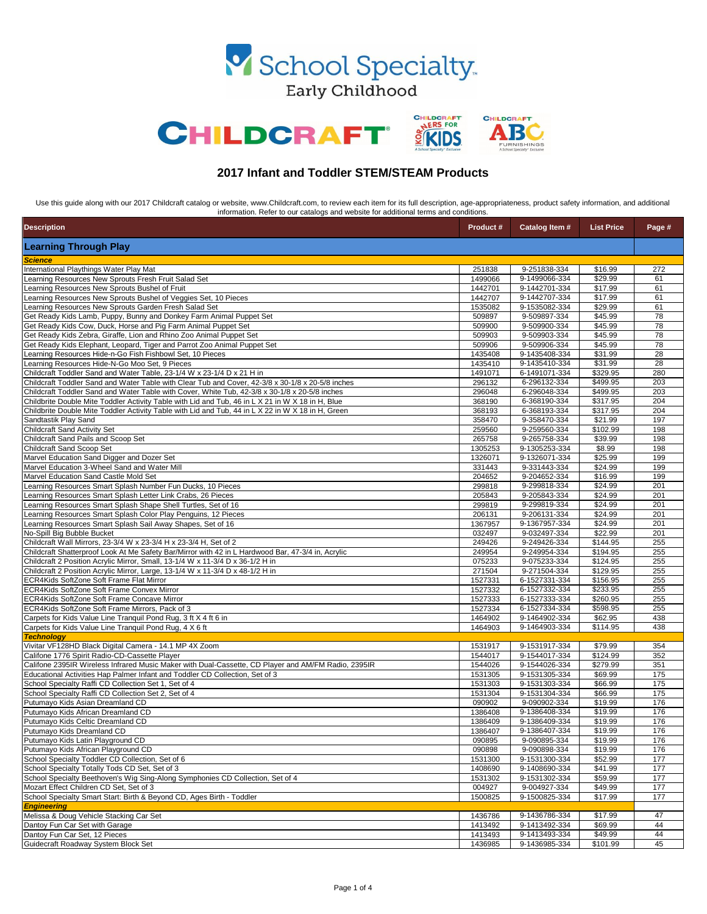School Specialty. Early Childhood

CHILDCRAFT® CHILDCRAFT CORNERS FOR KIDS CHILDCRAFT ABC FURNISHINGS

## 2017 Infant and Toddler STEM/STEAM Products

Use this guide along with our 2017 Childcraft catalog or website, www.Childcraft.com, to review each item for its full description, age-appropriateness, product safety information, and additional information. Refer to our catalogs and website for additional terms and conditions.

| Description | Product # | Catalog Item # | List Price | Page # |
|---|---|---|---|---|
| **Learning Through Play** | | | | |
| ***Science*** | | | | |
| International Playthings Water Play Mat | 251838 | 9-251838-334 | $16.99 | 272 |
| Learning Resources New Sprouts Fresh Fruit Salad Set | 1499066 | 9-1499066-334 | $29.99 | 61 |
| Learning Resources New Sprouts Bushel of Fruit | 1442701 | 9-1442701-334 | $17.99 | 61 |
| Learning Resources New Sprouts Bushel of Veggies Set, 10 Pieces | 1442707 | 9-1442707-334 | $17.99 | 61 |
| Learning Resources New Sprouts Garden Fresh Salad Set | 1535082 | 9-1535082-334 | $29.99 | 61 |
| Get Ready Kids Lamb, Puppy, Bunny and Donkey Farm Animal Puppet Set | 509897 | 9-509897-334 | $45.99 | 78 |
| Get Ready Kids Cow, Duck, Horse and Pig Farm Animal Puppet Set | 509900 | 9-509900-334 | $45.99 | 78 |
| Get Ready Kids Zebra, Giraffe, Lion and Rhino Zoo Animal Puppet Set | 509903 | 9-509903-334 | $45.99 | 78 |
| Get Ready Kids Elephant, Leopard, Tiger and Parrot Zoo Animal Puppet Set | 509906 | 9-509906-334 | $45.99 | 78 |
| Learning Resources Hide-n-Go Fish Fishbowl Set, 10 Pieces | 1435408 | 9-1435408-334 | $31.99 | 28 |
| Learning Resources Hide-N-Go Moo Set, 9 Pieces | 1435410 | 9-1435410-334 | $31.99 | 28 |
| Childcraft Toddler Sand and Water Table, 23-1/4 W x 23-1/4 D x 21 H in | 1491071 | 6-1491071-334 | $329.95 | 280 |
| Childcraft Toddler Sand and Water Table with Clear Tub and Cover, 42-3/8 x 30-1/8 x 20-5/8 inches | 296132 | 6-296132-334 | $499.95 | 203 |
| Childcraft Toddler Sand and Water Table with Cover, White Tub, 42-3/8 x 30-1/8 x 20-5/8 inches | 296048 | 6-296048-334 | $499.95 | 203 |
| Childbrite Double Mite Toddler Activity Table with Lid and Tub, 46 in L X 21 in W X 18 in H, Blue | 368190 | 6-368190-334 | $317.95 | 204 |
| Childbrite Double Mite Toddler Activity Table with Lid and Tub, 44 in L X 22 in W X 18 in H, Green | 368193 | 6-368193-334 | $317.95 | 204 |
| Sandtastik Play Sand | 358470 | 9-358470-334 | $21.99 | 197 |
| Childcraft Sand Activity Set | 259560 | 9-259560-334 | $102.99 | 198 |
| Childcraft Sand Pails and Scoop Set | 265758 | 9-265758-334 | $39.99 | 198 |
| Childcraft Sand Scoop Set | 1305253 | 9-1305253-334 | $8.99 | 198 |
| Marvel Education Sand Digger and Dozer Set | 1326071 | 9-1326071-334 | $25.99 | 199 |
| Marvel Education 3-Wheel Sand and Water Mill | 331443 | 9-331443-334 | $24.99 | 199 |
| Marvel Education Sand Castle Mold Set | 204652 | 9-204652-334 | $16.99 | 199 |
| Learning Resources Smart Splash Number Fun Ducks, 10 Pieces | 299818 | 9-299818-334 | $24.99 | 201 |
| Learning Resources Smart Splash Letter Link Crabs, 26 Pieces | 205843 | 9-205843-334 | $24.99 | 201 |
| Learning Resources Smart Splash Shape Shell Turtles, Set of 16 | 299819 | 9-299819-334 | $24.99 | 201 |
| Learning Resources Smart Splash Color Play Penguins, 12 Pieces | 206131 | 9-206131-334 | $24.99 | 201 |
| Learning Resources Smart Splash Sail Away Shapes, Set of 16 | 1367957 | 9-1367957-334 | $24.99 | 201 |
| No-Spill Big Bubble Bucket | 032497 | 9-032497-334 | $22.99 | 201 |
| Childcraft Wall Mirrors, 23-3/4 W x 23-3/4 H x 23-3/4 H, Set of 2 | 249426 | 9-249426-334 | $144.95 | 255 |
| Childcraft Shatterproof Look At Me Safety Bar/Mirror with 42 in L Hardwood Bar, 47-3/4 in, Acrylic | 249954 | 9-249954-334 | $194.95 | 255 |
| Childcraft 2 Position Acrylic Mirror, Small, 13-1/4 W x 11-3/4 D x 36-1/2 H in | 075233 | 9-075233-334 | $124.95 | 255 |
| Childcraft 2 Position Acrylic Mirror, Large, 13-1/4 W x 11-3/4 D x 48-1/2 H in | 271504 | 9-271504-334 | $129.95 | 255 |
| ECR4Kids SoftZone Soft Frame Flat Mirror | 1527331 | 6-1527331-334 | $156.95 | 255 |
| ECR4Kids SoftZone Soft Frame Convex Mirror | 1527332 | 6-1527332-334 | $233.95 | 255 |
| ECR4Kids SoftZone Soft Frame Concave Mirror | 1527333 | 6-1527333-334 | $260.95 | 255 |
| ECR4Kids SoftZone Soft Frame Mirrors, Pack of 3 | 1527334 | 6-1527334-334 | $598.95 | 255 |
| Carpets for Kids Value Line Tranquil Pond Rug, 3 ft X 4 ft 6 in | 1464902 | 9-1464902-334 | $62.95 | 438 |
| Carpets for Kids Value Line Tranquil Pond Rug, 4 X 6 ft | 1464903 | 9-1464903-334 | $114.95 | 438 |
| ***Technology*** | | | | |
| Vivitar VF128HD Black Digital Camera - 14.1 MP 4X Zoom | 1531917 | 9-1531917-334 | $79.99 | 354 |
| Califone 1776 Spirit Radio-CD-Cassette Player | 1544017 | 9-1544017-334 | $124.99 | 352 |
| Califone 2395IR Wireless Infrared Music Maker with Dual-Cassette, CD Player and AM/FM Radio, 2395IR | 1544026 | 9-1544026-334 | $279.99 | 351 |
| Educational Activities Hap Palmer Infant and Toddler CD Collection, Set of 3 | 1531305 | 9-1531305-334 | $69.99 | 175 |
| School Specialty Raffi CD Collection Set 1, Set of 4 | 1531303 | 9-1531303-334 | $66.99 | 175 |
| School Specialty Raffi CD Collection Set 2, Set of 4 | 1531304 | 9-1531304-334 | $66.99 | 175 |
| Putumayo Kids Asian Dreamland CD | 090902 | 9-090902-334 | $19.99 | 176 |
| Putumayo Kids African Dreamland CD | 1386408 | 9-1386408-334 | $19.99 | 176 |
| Putumayo Kids Celtic Dreamland CD | 1386409 | 9-1386409-334 | $19.99 | 176 |
| Putumayo Kids Dreamland CD | 1386407 | 9-1386407-334 | $19.99 | 176 |
| Putumayo Kids Latin Playground CD | 090895 | 9-090895-334 | $19.99 | 176 |
| Putumayo Kids African Playground CD | 090898 | 9-090898-334 | $19.99 | 176 |
| School Specialty Toddler CD Collection, Set of 6 | 1531300 | 9-1531300-334 | $52.99 | 177 |
| School Specialty Totally Tods CD Set, Set of 3 | 1408690 | 9-1408690-334 | $41.99 | 177 |
| School Specialty Beethoven's Wig Sing-Along Symphonies CD Collection, Set of 4 | 1531302 | 9-1531302-334 | $59.99 | 177 |
| Mozart Effect Children CD Set, Set of 3 | 004927 | 9-004927-334 | $49.99 | 177 |
| School Specialty Smart Start: Birth & Beyond CD, Ages Birth - Toddler | 1500825 | 9-1500825-334 | $17.99 | 177 |
| ***Engineering*** | | | | |
| Melissa & Doug Vehicle Stacking Car Set | 1436786 | 9-1436786-334 | $17.99 | 47 |
| Dantoy Fun Car Set with Garage | 1413492 | 9-1413492-334 | $69.99 | 44 |
| Dantoy Fun Car Set, 12 Pieces | 1413493 | 9-1413493-334 | $49.99 | 44 |
| Guidecraft Roadway System Block Set | 1436985 | 9-1436985-334 | $101.99 | 45 |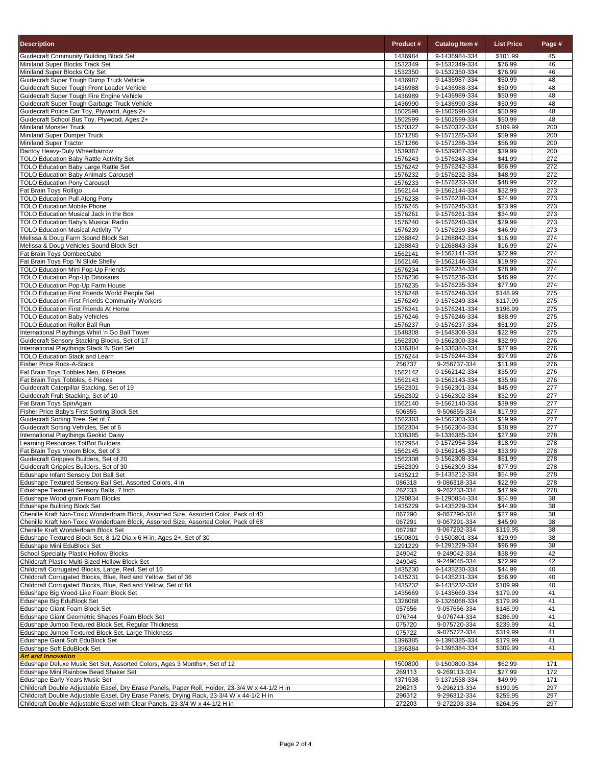| Description | Product # | Catalog Item # | List Price | Page # |
|---|---|---|---|---|
| Guidecraft Community Building Block Set | 1436984 | 9-1436984-334 | $101.99 | 45 |
| Miniland Super Blocks Track Set | 1532349 | 9-1532349-334 | $76.99 | 46 |
| Miniland Super Blocks City Set | 1532350 | 9-1532350-334 | $76.99 | 46 |
| Guidecraft Super Tough Dump Truck Vehicle | 1436987 | 9-1436987-334 | $50.99 | 48 |
| Guidecraft Super Tough Front Loader Vehicle | 1436988 | 9-1436988-334 | $50.99 | 48 |
| Guidecraft Super Tough Fire Engine Vehicle | 1436989 | 9-1436989-334 | $50.99 | 48 |
| Guidecraft Super Tough Garbage Truck Vehicle | 1436990 | 9-1436990-334 | $50.99 | 48 |
| Guidecraft Police Car Toy, Plywood, Ages 2+ | 1502598 | 9-1502598-334 | $50.99 | 48 |
| Guidecraft School Bus Toy, Plywood, Ages 2+ | 1502599 | 9-1502599-334 | $50.99 | 48 |
| Miniland Monster Truck | 1570322 | 9-1570322-334 | $109.99 | 200 |
| Miniland Super Dumper Truck | 1571285 | 9-1571285-334 | $59.99 | 200 |
| Miniland Super Tractor | 1571286 | 9-1571286-334 | $56.99 | 200 |
| Dantoy Heavy-Duty Wheelbarrow | 1539367 | 9-1539367-334 | $39.99 | 200 |
| TOLO Education Baby Rattle Activity Set | 1576243 | 9-1576243-334 | $41.99 | 272 |
| TOLO Education Baby Large Rattle Set | 1576242 | 9-1576242-334 | $66.99 | 272 |
| TOLO Education Baby Animals Carousel | 1576232 | 9-1576232-334 | $48.99 | 272 |
| TOLO Education Pony Carousel | 1576233 | 9-1576233-334 | $48.99 | 272 |
| Fat Brain Toys Rolligo | 1562144 | 9-1562144-334 | $32.99 | 273 |
| TOLO Education Pull Along Pony | 1576238 | 9-1576238-334 | $24.99 | 273 |
| TOLO Education Mobile Phone | 1576245 | 9-1576245-334 | $23.99 | 273 |
| TOLO Education Musical Jack in the Box | 1576261 | 9-1576261-334 | $34.99 | 273 |
| TOLO Education Baby's Musical Radio | 1576240 | 9-1576240-334 | $29.99 | 273 |
| TOLO Education Musical Activity TV | 1576239 | 9-1576239-334 | $46.99 | 273 |
| Melissa & Doug Farm Sound Block Set | 1268842 | 9-1268842-334 | $16.99 | 274 |
| Melissa & Doug Vehicles Sound Block Set | 1268843 | 9-1268843-334 | $16.99 | 274 |
| Fat Brain Toys OombeeCube | 1562141 | 9-1562141-334 | $22.99 | 274 |
| Fat Brain Toys Pop 'N Slide Shelly | 1562146 | 9-1562146-334 | $19.99 | 274 |
| TOLO Education Mini Pop-Up Friends | 1576234 | 9-1576234-334 | $78.99 | 274 |
| TOLO Education Pop-Up Dinosaurs | 1576236 | 9-1576236-334 | $46.99 | 274 |
| TOLO Education Pop-Up Farm House | 1576235 | 9-1576235-334 | $77.99 | 274 |
| TOLO Education First Friends World People Set | 1576248 | 9-1576248-334 | $148.99 | 275 |
| TOLO Education First Friends Community Workers | 1576249 | 9-1576249-334 | $117.99 | 275 |
| TOLO Education First Friends At Home | 1576241 | 9-1576241-334 | $196.99 | 275 |
| TOLO Education Baby Vehicles | 1576246 | 9-1576246-334 | $88.99 | 275 |
| TOLO Education Roller Ball Run | 1576237 | 9-1576237-334 | $51.99 | 275 |
| International Playthings Whirl 'n Go Ball Tower | 1548308 | 9-1548308-334 | $22.99 | 275 |
| Guidecraft Sensory Stacking Blocks, Set of 17 | 1562300 | 9-1562300-334 | $32.99 | 276 |
| International Playthings Stack 'N Sort Set | 1336384 | 9-1336384-334 | $27.99 | 276 |
| TOLO Education Stack and Learn | 1576244 | 9-1576244-334 | $97.99 | 276 |
| Fisher Price Rock-A-Stack | 256737 | 9-256737-334 | $11.99 | 276 |
| Fat Brain Toys Tobbles Neo, 6 Pieces | 1562142 | 9-1562142-334 | $35.99 | 276 |
| Fat Brain Toys Tobbles, 6 Pieces | 1562143 | 9-1562143-334 | $35.99 | 276 |
| Guidecraft Caterpillar Stacking, Set of 19 | 1562301 | 9-1562301-334 | $45.99 | 277 |
| Guidecraft Fruit Stacking, Set of 10 | 1562302 | 9-1562302-334 | $32.99 | 277 |
| Fat Brain Toys SpinAgain | 1562140 | 9-1562140-334 | $39.99 | 277 |
| Fisher Price Baby's First Sorting Block Set | 506855 | 9-506855-334 | $17.99 | 277 |
| Guidecraft Sorting Tree, Set of 7 | 1562303 | 9-1562303-334 | $19.99 | 277 |
| Guidecraft Sorting Vehicles, Set of 6 | 1562304 | 9-1562304-334 | $38.99 | 277 |
| International Playthings Geokid Daisy | 1336385 | 9-1336385-334 | $27.99 | 278 |
| Learning Resources TotBot Builders | 1572954 | 9-1572954-334 | $18.99 | 278 |
| Fat Brain Toys Vroom Blox, Set of 3 | 1562145 | 9-1562145-334 | $33.99 | 278 |
| Guidecraft Grippies Builders, Set of 20 | 1562308 | 9-1562308-334 | $51.99 | 278 |
| Guidecraft Grippies Builders, Set of 30 | 1562309 | 9-1562309-334 | $77.99 | 278 |
| Edushape Infant Sensory Dot Ball Set | 1435212 | 9-1435212-334 | $54.99 | 278 |
| Edushape Textured Sensory Ball Set, Assorted Colors, 4 in | 086318 | 9-086318-334 | $22.99 | 278 |
| Edushape Textured Sensory Balls, 7 Inch | 262233 | 9-262233-334 | $47.99 | 278 |
| Edushape Wood grain Foam Blocks | 1290834 | 9-1290834-334 | $54.99 | 38 |
| Edushape Building Block Set | 1435229 | 9-1435229-334 | $44.99 | 38 |
| Chenille Kraft Non-Toxic Wonderfoam Block, Assorted Size, Assorted Color, Pack of 40 | 067290 | 9-067290-334 | $27.99 | 38 |
| Chenille Kraft Non-Toxic Wonderfoam Block, Assorted Size, Assorted Color, Pack of 68 | 067291 | 9-067291-334 | $45.99 | 38 |
| Chenille Kraft Wonderfoam Block Set | 067292 | 9-067292-334 | $119.95 | 38 |
| Edushape Textured Block Set, 8-1/2 Dia x 6 H in, Ages 2+, Set of 30 | 1500801 | 9-1500801-334 | $29.99 | 38 |
| Edushape Mini EduBlock Set | 1291229 | 9-1291229-334 | $96.99 | 38 |
| School Specialty Plastic Hollow Blocks | 249042 | 9-249042-334 | $38.99 | 42 |
| Childcraft Plastic Multi-Sized Hollow Block Set | 249045 | 9-249045-334 | $72.99 | 42 |
| Childcraft Corrugated Blocks, Large, Red, Set of 16 | 1435230 | 9-1435230-334 | $44.99 | 40 |
| Childcraft Corrugated Blocks, Blue, Red and Yellow, Set of 36 | 1435231 | 9-1435231-334 | $56.99 | 40 |
| Childcraft Corrugated Blocks, Blue, Red and Yellow, Set of 84 | 1435232 | 9-1435232-334 | $109.99 | 40 |
| Edushape Big Wood-Like Foam Block Set | 1435669 | 9-1435669-334 | $179.99 | 41 |
| Edushape Big EduBlock Set | 1326068 | 9-1326068-334 | $179.99 | 41 |
| Edushape Giant Foam Block Set | 057656 | 9-057656-334 | $146.99 | 41 |
| Edushape Giant Geometric Shapes Foam Block Set | 076744 | 9-076744-334 | $286.99 | 41 |
| Edushape Jumbo Textured Block Set, Regular Thickness | 075720 | 9-075720-334 | $239.99 | 41 |
| Edushape Jumbo Textured Block Set, Large Thickness | 075722 | 9-075722-334 | $319.99 | 41 |
| Edushape Giant Soft EduBlock Set | 1396385 | 9-1396385-334 | $179.99 | 41 |
| Edushape Soft EduBlock Set | 1396384 | 9-1396384-334 | $309.99 | 41 |
| ***Art and Innovation*** | | | | |
| Edushape Deluxe Music Set, Assorted Colors, Ages 3 Months+, Set of 12 | 1500800 | 9-1500800-334 | $62.99 | 171 |
| Edushape Mini Rainbow Bead Shaker Set | 269113 | 9-269113-334 | $27.99 | 172 |
| Edushape Early Years Music Set | 1371538 | 9-1371538-334 | $49.99 | 171 |
| Childcraft Double Adjustable Easel, Dry Erase Panels, Paper Roll, Holder, 23-3/4 W x 44-1/2 H in | 296213 | 9-296213-334 | $199.95 | 297 |
| Childcraft Double Adjustable Easel, Dry Erase Panels, Drying Rack, 23-3/4 W x 44-1/2 H in | 296312 | 9-296312-334 | $259.95 | 297 |
| Childcraft Double Adjustable Easel with Clear Panels, 23-3/4 W x 44-1/2 H in | 272203 | 9-272203-334 | $264.95 | 297 |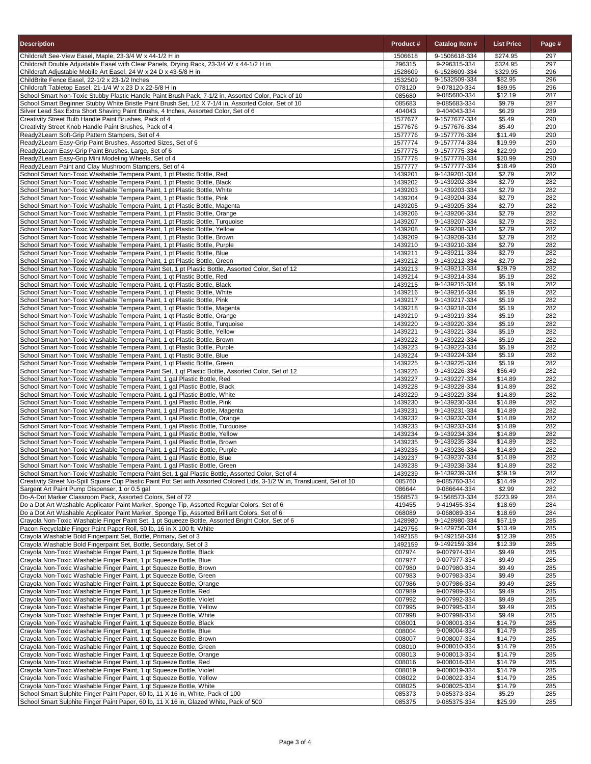| Description | Product # | Catalog Item # | List Price | Page # |
|---|---|---|---|---|
| Childcraft See-View Easel, Maple, 23-3/4 W x 44-1/2 H in | 1506618 | 9-1506618-334 | $274.95 | 297 |
| Childcraft Double Adjustable Easel with Clear Panels, Drying Rack, 23-3/4 W x 44-1/2 H in | 296315 | 9-296315-334 | $324.95 | 297 |
| Childcraft Adjustable Mobile Art Easel, 24 W x 24 D x 43-5/8 H in | 1528609 | 6-1528609-334 | $329.95 | 296 |
| ChildBrite Fence Easel, 22-1/2 x 23-1/2 Inches | 1532509 | 9-1532509-334 | $82.95 | 296 |
| Childcraft Tabletop Easel, 21-1/4 W x 23 D x 22-5/8 H in | 078120 | 9-078120-334 | $89.95 | 296 |
| School Smart Non-Toxic Stubby Plastic Handle Paint Brush Pack, 7-1/2 in, Assorted Color, Pack of 10 | 085680 | 9-085680-334 | $12.19 | 287 |
| School Smart Beginner Stubby White Bristle Paint Brush Set, 1/2 X 7-1/4 in, Assorted Color, Set of 10 | 085683 | 9-085683-334 | $9.79 | 287 |
| Silver Lead Sax Extra Short Shaving Paint Brushs, 4 Inches, Assorted Color, Set of 6 | 404043 | 9-404043-334 | $6.29 | 289 |
| Creativity Street Bulb Handle Paint Brushes, Pack of 4 | 1577677 | 9-1577677-334 | $5.49 | 290 |
| Creativity Street Knob Handle Paint Brushes, Pack of 4 | 1577676 | 9-1577676-334 | $5.49 | 290 |
| Ready2Learn Soft-Grip Pattern Stampers, Set of 4 | 1577776 | 9-1577776-334 | $11.49 | 290 |
| Ready2Learn Easy-Grip Paint Brushes, Assorted Sizes, Set of 6 | 1577774 | 9-1577774-334 | $19.99 | 290 |
| Ready2Learn Easy-Grip Paint Brushes, Large, Set of 6 | 1577775 | 9-1577775-334 | $22.99 | 290 |
| Ready2Learn Easy-Grip Mini Modeling Wheels, Set of 4 | 1577778 | 9-1577778-334 | $20.99 | 290 |
| Ready2Learn Paint and Clay Mushroom Stampers, Set of 4 | 1577777 | 9-1577777-334 | $18.49 | 290 |
| School Smart Non-Toxic Washable Tempera Paint, 1 pt Plastic Bottle, Red | 1439201 | 9-1439201-334 | $2.79 | 282 |
| School Smart Non-Toxic Washable Tempera Paint, 1 pt Plastic Bottle, Black | 1439202 | 9-1439202-334 | $2.79 | 282 |
| School Smart Non-Toxic Washable Tempera Paint, 1 pt Plastic Bottle, White | 1439203 | 9-1439203-334 | $2.79 | 282 |
| School Smart Non-Toxic Washable Tempera Paint, 1 pt Plastic Bottle, Pink | 1439204 | 9-1439204-334 | $2.79 | 282 |
| School Smart Non-Toxic Washable Tempera Paint, 1 pt Plastic Bottle, Magenta | 1439205 | 9-1439205-334 | $2.79 | 282 |
| School Smart Non-Toxic Washable Tempera Paint, 1 pt Plastic Bottle, Orange | 1439206 | 9-1439206-334 | $2.79 | 282 |
| School Smart Non-Toxic Washable Tempera Paint, 1 pt Plastic Bottle, Turquoise | 1439207 | 9-1439207-334 | $2.79 | 282 |
| School Smart Non-Toxic Washable Tempera Paint, 1 pt Plastic Bottle, Yellow | 1439208 | 9-1439208-334 | $2.79 | 282 |
| School Smart Non-Toxic Washable Tempera Paint, 1 pt Plastic Bottle, Brown | 1439209 | 9-1439209-334 | $2.79 | 282 |
| School Smart Non-Toxic Washable Tempera Paint, 1 pt Plastic Bottle, Purple | 1439210 | 9-1439210-334 | $2.79 | 282 |
| School Smart Non-Toxic Washable Tempera Paint, 1 pt Plastic Bottle, Blue | 1439211 | 9-1439211-334 | $2.79 | 282 |
| School Smart Non-Toxic Washable Tempera Paint, 1 pt Plastic Bottle, Green | 1439212 | 9-1439212-334 | $2.79 | 282 |
| School Smart Non-Toxic Washable Tempera Paint Set, 1 pt Plastic Bottle, Assorted Color, Set of 12 | 1439213 | 9-1439213-334 | $29.79 | 282 |
| School Smart Non-Toxic Washable Tempera Paint, 1 qt Plastic Bottle, Red | 1439214 | 9-1439214-334 | $5.19 | 282 |
| School Smart Non-Toxic Washable Tempera Paint, 1 qt Plastic Bottle, Black | 1439215 | 9-1439215-334 | $5.19 | 282 |
| School Smart Non-Toxic Washable Tempera Paint, 1 qt Plastic Bottle, White | 1439216 | 9-1439216-334 | $5.19 | 282 |
| School Smart Non-Toxic Washable Tempera Paint, 1 qt Plastic Bottle, Pink | 1439217 | 9-1439217-334 | $5.19 | 282 |
| School Smart Non-Toxic Washable Tempera Paint, 1 qt Plastic Bottle, Magenta | 1439218 | 9-1439218-334 | $5.19 | 282 |
| School Smart Non-Toxic Washable Tempera Paint, 1 qt Plastic Bottle, Orange | 1439219 | 9-1439219-334 | $5.19 | 282 |
| School Smart Non-Toxic Washable Tempera Paint, 1 qt Plastic Bottle, Turquoise | 1439220 | 9-1439220-334 | $5.19 | 282 |
| School Smart Non-Toxic Washable Tempera Paint, 1 qt Plastic Bottle, Yellow | 1439221 | 9-1439221-334 | $5.19 | 282 |
| School Smart Non-Toxic Washable Tempera Paint, 1 qt Plastic Bottle, Brown | 1439222 | 9-1439222-334 | $5.19 | 282 |
| School Smart Non-Toxic Washable Tempera Paint, 1 qt Plastic Bottle, Purple | 1439223 | 9-1439223-334 | $5.19 | 282 |
| School Smart Non-Toxic Washable Tempera Paint, 1 qt Plastic Bottle, Blue | 1439224 | 9-1439224-334 | $5.19 | 282 |
| School Smart Non-Toxic Washable Tempera Paint, 1 qt Plastic Bottle, Green | 1439225 | 9-1439225-334 | $5.19 | 282 |
| School Smart Non-Toxic Washable Tempera Paint Set, 1 qt Plastic Bottle, Assorted Color, Set of 12 | 1439226 | 9-1439226-334 | $56.49 | 282 |
| School Smart Non-Toxic Washable Tempera Paint, 1 gal Plastic Bottle, Red | 1439227 | 9-1439227-334 | $14.89 | 282 |
| School Smart Non-Toxic Washable Tempera Paint, 1 gal Plastic Bottle, Black | 1439228 | 9-1439228-334 | $14.89 | 282 |
| School Smart Non-Toxic Washable Tempera Paint, 1 gal Plastic Bottle, White | 1439229 | 9-1439229-334 | $14.89 | 282 |
| School Smart Non-Toxic Washable Tempera Paint, 1 gal Plastic Bottle, Pink | 1439230 | 9-1439230-334 | $14.89 | 282 |
| School Smart Non-Toxic Washable Tempera Paint, 1 gal Plastic Bottle, Magenta | 1439231 | 9-1439231-334 | $14.89 | 282 |
| School Smart Non-Toxic Washable Tempera Paint, 1 gal Plastic Bottle, Orange | 1439232 | 9-1439232-334 | $14.89 | 282 |
| School Smart Non-Toxic Washable Tempera Paint, 1 gal Plastic Bottle, Turquoise | 1439233 | 9-1439233-334 | $14.89 | 282 |
| School Smart Non-Toxic Washable Tempera Paint, 1 gal Plastic Bottle, Yellow | 1439234 | 9-1439234-334 | $14.89 | 282 |
| School Smart Non-Toxic Washable Tempera Paint, 1 gal Plastic Bottle, Brown | 1439235 | 9-1439235-334 | $14.89 | 282 |
| School Smart Non-Toxic Washable Tempera Paint, 1 gal Plastic Bottle, Purple | 1439236 | 9-1439236-334 | $14.89 | 282 |
| School Smart Non-Toxic Washable Tempera Paint, 1 gal Plastic Bottle, Blue | 1439237 | 9-1439237-334 | $14.89 | 282 |
| School Smart Non-Toxic Washable Tempera Paint, 1 gal Plastic Bottle, Green | 1439238 | 9-1439238-334 | $14.89 | 282 |
| School Smart Non-Toxic Washable Tempera Paint Set, 1 gal Plastic Bottle, Assorted Color, Set of 4 | 1439239 | 9-1439239-334 | $59.19 | 282 |
| Creativity Street No-Spill Square Cup Plastic Paint Pot Set with Assorted Colored Lids, 3-1/2 W in, Translucent, Set of 10 | 085760 | 9-085760-334 | $14.49 | 282 |
| Sargent Art Paint Pump Dispenser, 1 or 0.5 gal | 086644 | 9-086644-334 | $2.99 | 282 |
| Do-A-Dot Marker Classroom Pack, Assorted Colors, Set of 72 | 1568573 | 9-1568573-334 | $223.99 | 284 |
| Do a Dot Art Washable Applicator Paint Marker, Sponge Tip, Assorted Regular Colors, Set of 6 | 419455 | 9-419455-334 | $18.69 | 284 |
| Do a Dot Art Washable Applicator Paint Marker, Sponge Tip, Assorted Brilliant Colors, Set of 6 | 068089 | 9-068089-334 | $18.69 | 284 |
| Crayola Non-Toxic Washable Finger Paint Set, 1 pt Squeeze Bottle, Assorted Bright Color, Set of 6 | 1428980 | 9-1428980-334 | $57.19 | 285 |
| Pacon Recyclable Finger Paint Paper Roll, 50 lb, 16 in X 100 ft, White | 1429756 | 9-1429756-334 | $13.49 | 285 |
| Crayola Washable Bold Fingerpaint Set, Bottle, Primary, Set of 3 | 1492158 | 9-1492158-334 | $12.39 | 285 |
| Crayola Washable Bold Fingerpaint Set, Bottle, Secondary, Set of 3 | 1492159 | 9-1492159-334 | $12.39 | 285 |
| Crayola Non-Toxic Washable Finger Paint, 1 pt Squeeze Bottle, Black | 007974 | 9-007974-334 | $9.49 | 285 |
| Crayola Non-Toxic Washable Finger Paint, 1 pt Squeeze Bottle, Blue | 007977 | 9-007977-334 | $9.49 | 285 |
| Crayola Non-Toxic Washable Finger Paint, 1 pt Squeeze Bottle, Brown | 007980 | 9-007980-334 | $9.49 | 285 |
| Crayola Non-Toxic Washable Finger Paint, 1 pt Squeeze Bottle, Green | 007983 | 9-007983-334 | $9.49 | 285 |
| Crayola Non-Toxic Washable Finger Paint, 1 pt Squeeze Bottle, Orange | 007986 | 9-007986-334 | $9.49 | 285 |
| Crayola Non-Toxic Washable Finger Paint, 1 pt Squeeze Bottle, Red | 007989 | 9-007989-334 | $9.49 | 285 |
| Crayola Non-Toxic Washable Finger Paint, 1 pt Squeeze Bottle, Violet | 007992 | 9-007992-334 | $9.49 | 285 |
| Crayola Non-Toxic Washable Finger Paint, 1 pt Squeeze Bottle, Yellow | 007995 | 9-007995-334 | $9.49 | 285 |
| Crayola Non-Toxic Washable Finger Paint, 1 pt Squeeze Bottle, White | 007998 | 9-007998-334 | $9.49 | 285 |
| Crayola Non-Toxic Washable Finger Paint, 1 qt Squeeze Bottle, Black | 008001 | 9-008001-334 | $14.79 | 285 |
| Crayola Non-Toxic Washable Finger Paint, 1 qt Squeeze Bottle, Blue | 008004 | 9-008004-334 | $14.79 | 285 |
| Crayola Non-Toxic Washable Finger Paint, 1 qt Squeeze Bottle, Brown | 008007 | 9-008007-334 | $14.79 | 285 |
| Crayola Non-Toxic Washable Finger Paint, 1 qt Squeeze Bottle, Green | 008010 | 9-008010-334 | $14.79 | 285 |
| Crayola Non-Toxic Washable Finger Paint, 1 qt Squeeze Bottle, Orange | 008013 | 9-008013-334 | $14.79 | 285 |
| Crayola Non-Toxic Washable Finger Paint, 1 qt Squeeze Bottle, Red | 008016 | 9-008016-334 | $14.79 | 285 |
| Crayola Non-Toxic Washable Finger Paint, 1 qt Squeeze Bottle, Violet | 008019 | 9-008019-334 | $14.79 | 285 |
| Crayola Non-Toxic Washable Finger Paint, 1 qt Squeeze Bottle, Yellow | 008022 | 9-008022-334 | $14.79 | 285 |
| Crayola Non-Toxic Washable Finger Paint, 1 qt Squeeze Bottle, White | 008025 | 9-008025-334 | $14.79 | 285 |
| School Smart Sulphite Finger Paint Paper, 60 lb, 11 X 16 in, White, Pack of 100 | 085373 | 9-085373-334 | $5.29 | 285 |
| School Smart Sulphite Finger Paint Paper, 60 lb, 11 X 16 in, Glazed White, Pack of 500 | 085375 | 9-085375-334 | $25.99 | 285 |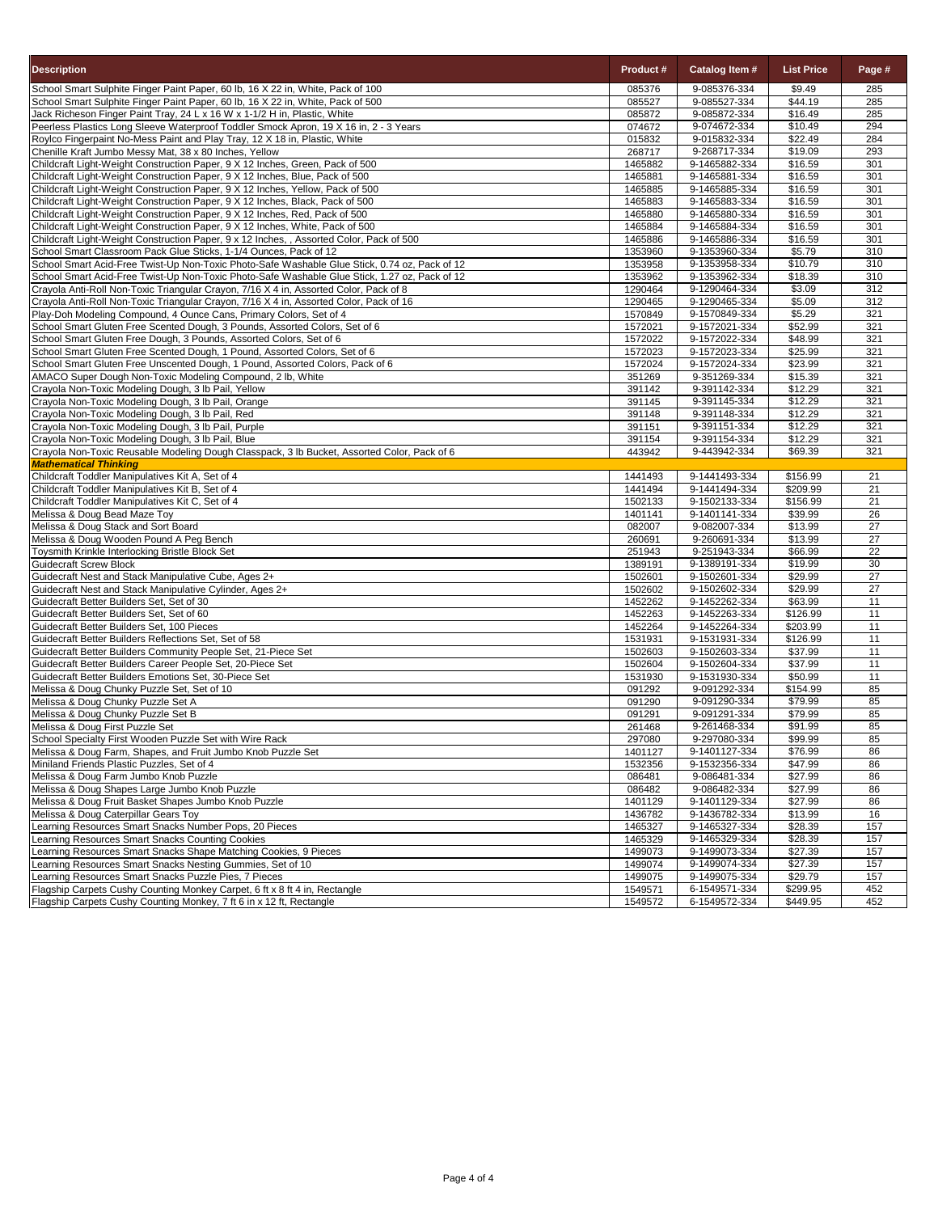| Description | Product # | Catalog Item # | List Price | Page # |
|---|---|---|---|---|
| School Smart Sulphite Finger Paint Paper, 60 lb, 16 X 22 in, White, Pack of 100 | 085376 | 9-085376-334 | $9.49 | 285 |
| School Smart Sulphite Finger Paint Paper, 60 lb, 16 X 22 in, White, Pack of 500 | 085527 | 9-085527-334 | $44.19 | 285 |
| Jack Richeson Finger Paint Tray, 24 L x 16 W x 1-1/2 H in, Plastic, White | 085872 | 9-085872-334 | $16.49 | 285 |
| Peerless Plastics Long Sleeve Waterproof Toddler Smock Apron, 19 X 16 in, 2 - 3 Years | 074672 | 9-074672-334 | $10.49 | 294 |
| Roylco Fingerpaint No-Mess Paint and Play Tray, 12 X 18 in, Plastic, White | 015832 | 9-015832-334 | $22.49 | 284 |
| Chenille Kraft Jumbo Messy Mat, 38 x 80 Inches, Yellow | 268717 | 9-268717-334 | $19.09 | 293 |
| Childcraft Light-Weight Construction Paper, 9 X 12 Inches, Green, Pack of 500 | 1465882 | 9-1465882-334 | $16.59 | 301 |
| Childcraft Light-Weight Construction Paper, 9 X 12 Inches, Blue, Pack of 500 | 1465881 | 9-1465881-334 | $16.59 | 301 |
| Childcraft Light-Weight Construction Paper, 9 X 12 Inches, Yellow, Pack of 500 | 1465885 | 9-1465885-334 | $16.59 | 301 |
| Childcraft Light-Weight Construction Paper, 9 X 12 Inches, Black, Pack of 500 | 1465883 | 9-1465883-334 | $16.59 | 301 |
| Childcraft Light-Weight Construction Paper, 9 X 12 Inches, Red, Pack of 500 | 1465880 | 9-1465880-334 | $16.59 | 301 |
| Childcraft Light-Weight Construction Paper, 9 X 12 Inches, White, Pack of 500 | 1465884 | 9-1465884-334 | $16.59 | 301 |
| Childcraft Light-Weight Construction Paper, 9 x 12 Inches, , Assorted Color, Pack of 500 | 1465886 | 9-1465886-334 | $16.59 | 301 |
| School Smart Classroom Pack Glue Sticks, 1-1/4 Ounces, Pack of 12 | 1353960 | 9-1353960-334 | $5.79 | 310 |
| School Smart Acid-Free Twist-Up Non-Toxic Photo-Safe Washable Glue Stick, 0.74 oz, Pack of 12 | 1353958 | 9-1353958-334 | $10.79 | 310 |
| School Smart Acid-Free Twist-Up Non-Toxic Photo-Safe Washable Glue Stick, 1.27 oz, Pack of 12 | 1353962 | 9-1353962-334 | $18.39 | 310 |
| Crayola Anti-Roll Non-Toxic Triangular Crayon, 7/16 X 4 in, Assorted Color, Pack of 8 | 1290464 | 9-1290464-334 | $3.09 | 312 |
| Crayola Anti-Roll Non-Toxic Triangular Crayon, 7/16 X 4 in, Assorted Color, Pack of 16 | 1290465 | 9-1290465-334 | $5.09 | 312 |
| Play-Doh Modeling Compound, 4 Ounce Cans, Primary Colors, Set of 4 | 1570849 | 9-1570849-334 | $5.29 | 321 |
| School Smart Gluten Free Scented Dough, 3 Pounds, Assorted Colors, Set of 6 | 1572021 | 9-1572021-334 | $52.99 | 321 |
| School Smart Gluten Free Dough, 3 Pounds, Assorted Colors, Set of 6 | 1572022 | 9-1572022-334 | $48.99 | 321 |
| School Smart Gluten Free Scented Dough, 1 Pound, Assorted Colors, Set of 6 | 1572023 | 9-1572023-334 | $25.99 | 321 |
| School Smart Gluten Free Unscented Dough, 1 Pound, Assorted Colors, Pack of 6 | 1572024 | 9-1572024-334 | $23.99 | 321 |
| AMACO Super Dough Non-Toxic Modeling Compound, 2 lb, White | 351269 | 9-351269-334 | $15.39 | 321 |
| Crayola Non-Toxic Modeling Dough, 3 lb Pail, Yellow | 391142 | 9-391142-334 | $12.29 | 321 |
| Crayola Non-Toxic Modeling Dough, 3 lb Pail, Orange | 391145 | 9-391145-334 | $12.29 | 321 |
| Crayola Non-Toxic Modeling Dough, 3 lb Pail, Red | 391148 | 9-391148-334 | $12.29 | 321 |
| Crayola Non-Toxic Modeling Dough, 3 lb Pail, Purple | 391151 | 9-391151-334 | $12.29 | 321 |
| Crayola Non-Toxic Modeling Dough, 3 lb Pail, Blue | 391154 | 9-391154-334 | $12.29 | 321 |
| Crayola Non-Toxic Reusable Modeling Dough Classpack, 3 lb Bucket, Assorted Color, Pack of 6 | 443942 | 9-443942-334 | $69.39 | 321 |
| ***Mathematical Thinking*** | | | | |
| Childcraft Toddler Manipulatives Kit A, Set of 4 | 1441493 | 9-1441493-334 | $156.99 | 21 |
| Childcraft Toddler Manipulatives Kit B, Set of 4 | 1441494 | 9-1441494-334 | $209.99 | 21 |
| Childcraft Toddler Manipulatives Kit C, Set of 4 | 1502133 | 9-1502133-334 | $156.99 | 21 |
| Melissa & Doug Bead Maze Toy | 1401141 | 9-1401141-334 | $39.99 | 26 |
| Melissa & Doug Stack and Sort Board | 082007 | 9-082007-334 | $13.99 | 27 |
| Melissa & Doug Wooden Pound A Peg Bench | 260691 | 9-260691-334 | $13.99 | 27 |
| Toysmith Krinkle Interlocking Bristle Block Set | 251943 | 9-251943-334 | $66.99 | 22 |
| Guidecraft Screw Block | 1389191 | 9-1389191-334 | $19.99 | 30 |
| Guidecraft Nest and Stack Manipulative Cube, Ages 2+ | 1502601 | 9-1502601-334 | $29.99 | 27 |
| Guidecraft Nest and Stack Manipulative Cylinder, Ages 2+ | 1502602 | 9-1502602-334 | $29.99 | 27 |
| Guidecraft Better Builders Set, Set of 30 | 1452262 | 9-1452262-334 | $63.99 | 11 |
| Guidecraft Better Builders Set, Set of 60 | 1452263 | 9-1452263-334 | $126.99 | 11 |
| Guidecraft Better Builders Set, 100 Pieces | 1452264 | 9-1452264-334 | $203.99 | 11 |
| Guidecraft Better Builders Reflections Set, Set of 58 | 1531931 | 9-1531931-334 | $126.99 | 11 |
| Guidecraft Better Builders Community People Set, 21-Piece Set | 1502603 | 9-1502603-334 | $37.99 | 11 |
| Guidecraft Better Builders Career People Set, 20-Piece Set | 1502604 | 9-1502604-334 | $37.99 | 11 |
| Guidecraft Better Builders Emotions Set, 30-Piece Set | 1531930 | 9-1531930-334 | $50.99 | 11 |
| Melissa & Doug Chunky Puzzle Set, Set of 10 | 091292 | 9-091292-334 | $154.99 | 85 |
| Melissa & Doug Chunky Puzzle Set A | 091290 | 9-091290-334 | $79.99 | 85 |
| Melissa & Doug Chunky Puzzle Set B | 091291 | 9-091291-334 | $79.99 | 85 |
| Melissa & Doug First Puzzle Set | 261468 | 9-261468-334 | $91.99 | 85 |
| School Specialty First Wooden Puzzle Set with Wire Rack | 297080 | 9-297080-334 | $99.99 | 85 |
| Melissa & Doug Farm, Shapes, and Fruit Jumbo Knob Puzzle Set | 1401127 | 9-1401127-334 | $76.99 | 86 |
| Miniland Friends Plastic Puzzles, Set of 4 | 1532356 | 9-1532356-334 | $47.99 | 86 |
| Melissa & Doug Farm Jumbo Knob Puzzle | 086481 | 9-086481-334 | $27.99 | 86 |
| Melissa & Doug Shapes Large Jumbo Knob Puzzle | 086482 | 9-086482-334 | $27.99 | 86 |
| Melissa & Doug Fruit Basket Shapes Jumbo Knob Puzzle | 1401129 | 9-1401129-334 | $27.99 | 86 |
| Melissa & Doug Caterpillar Gears Toy | 1436782 | 9-1436782-334 | $13.99 | 16 |
| Learning Resources Smart Snacks Number Pops, 20 Pieces | 1465327 | 9-1465327-334 | $28.39 | 157 |
| Learning Resources Smart Snacks Counting Cookies | 1465329 | 9-1465329-334 | $28.39 | 157 |
| Learning Resources Smart Snacks Shape Matching Cookies, 9 Pieces | 1499073 | 9-1499073-334 | $27.39 | 157 |
| Learning Resources Smart Snacks Nesting Gummies, Set of 10 | 1499074 | 9-1499074-334 | $27.39 | 157 |
| Learning Resources Smart Snacks Puzzle Pies, 7 Pieces | 1499075 | 9-1499075-334 | $29.79 | 157 |
| Flagship Carpets Cushy Counting Monkey Carpet, 6 ft x 8 ft 4 in, Rectangle | 1549571 | 6-1549571-334 | $299.95 | 452 |
| Flagship Carpets Cushy Counting Monkey, 7 ft 6 in x 12 ft, Rectangle | 1549572 | 6-1549572-334 | $449.95 | 452 |